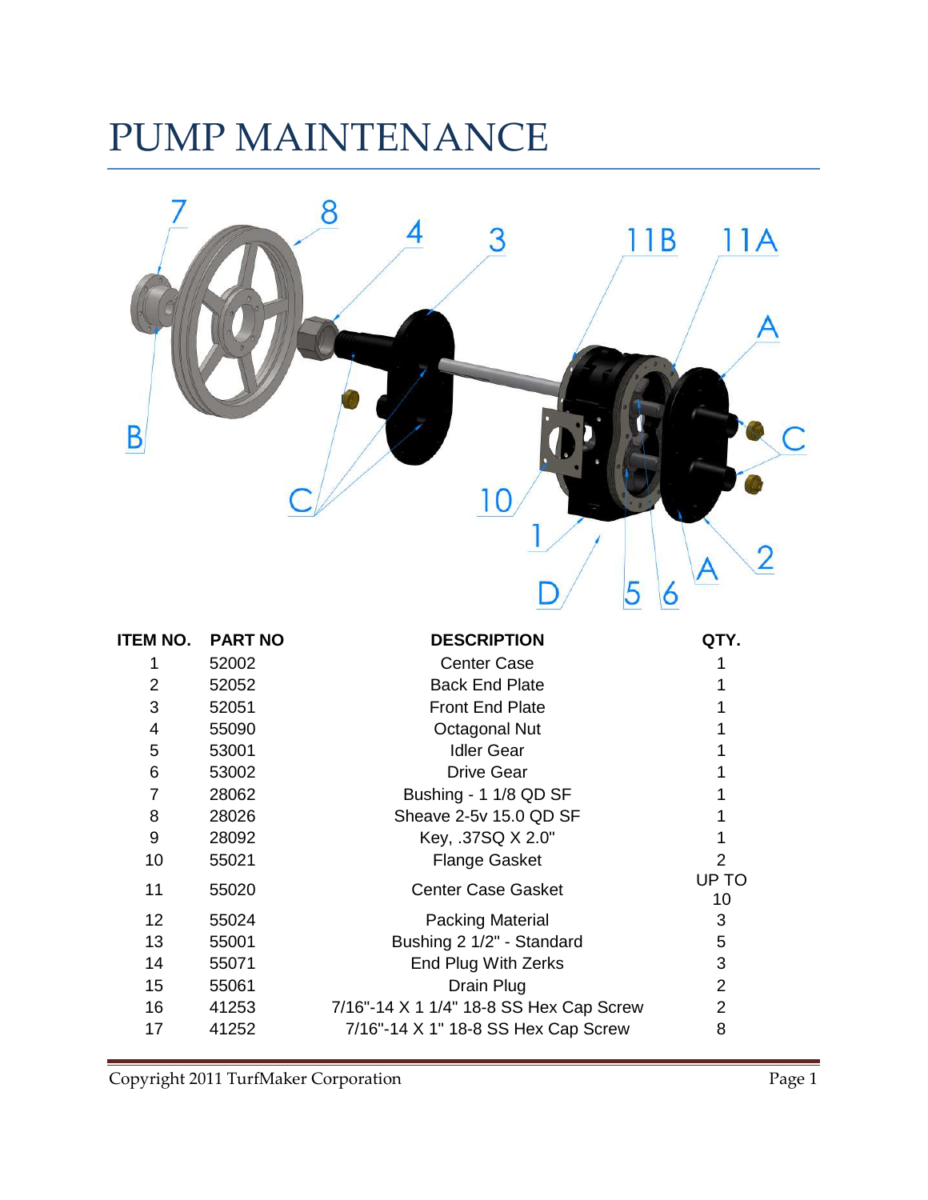# PUMP MAINTENANCE

| ITEM NO. | PART NO | DESCRIPTION | QTY. |
|---|---|---|---|
| 1 | 52002 | Center Case | 1 |
| 2 | 52052 | Back End Plate | 1 |
| 3 | 52051 | Front End Plate | 1 |
| 4 | 55090 | Octagonal Nut | 1 |
| 5 | 53001 | Idler Gear | 1 |
| 6 | 53002 | Drive Gear | 1 |
| 7 | 28062 | Bushing - 1 1/8 QD SF | 1 |
| 8 | 28026 | Sheave 2-5v 15.0 QD SF | 1 |
| 9 | 28092 | Key, .37SQ X 2.0" | 1 |
| 10 | 55021 | Flange Gasket | 2 |
| 11 | 55020 | Center Case Gasket | UP TO 10 |
| 12 | 55024 | Packing Material | 3 |
| 13 | 55001 | Bushing 2 1/2" - Standard | 5 |
| 14 | 55071 | End Plug With Zerks | 3 |
| 15 | 55061 | Drain Plug | 2 |
| 16 | 41253 | 7/16"-14 X 1 1/4" 18-8 SS Hex Cap Screw | 2 |
| 17 | 41252 | 7/16"-14 X 1" 18-8 SS Hex Cap Screw | 8 |

Copyright 2011 TurfMaker Corporation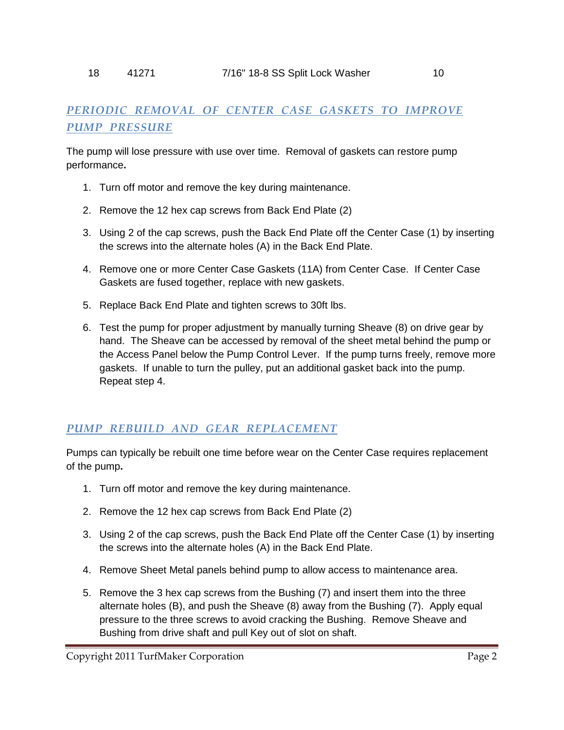| 18 | 41271 | 7/16" 18-8 SS Split Lock Washer | 10 |
|---|---|---|---|

## *PERIODIC REMOVAL OF CENTER CASE GASKETS TO IMPROVE PUMP PRESSURE*

The pump will lose pressure with use over time. Removal of gaskets can restore pump performance**.**

1. Turn off motor and remove the key during maintenance.
2. Remove the 12 hex cap screws from Back End Plate (2)
3. Using 2 of the cap screws, push the Back End Plate off the Center Case (1) by inserting the screws into the alternate holes (A) in the Back End Plate.
4. Remove one or more Center Case Gaskets (11A) from Center Case. If Center Case Gaskets are fused together, replace with new gaskets.
5. Replace Back End Plate and tighten screws to 30ft lbs.
6. Test the pump for proper adjustment by manually turning Sheave (8) on drive gear by hand. The Sheave can be accessed by removal of the sheet metal behind the pump or the Access Panel below the Pump Control Lever. If the pump turns freely, remove more gaskets. If unable to turn the pulley, put an additional gasket back into the pump. Repeat step 4.

## *PUMP REBUILD AND GEAR REPLACEMENT*

Pumps can typically be rebuilt one time before wear on the Center Case requires replacement of the pump**.**

1. Turn off motor and remove the key during maintenance.
2. Remove the 12 hex cap screws from Back End Plate (2)
3. Using 2 of the cap screws, push the Back End Plate off the Center Case (1) by inserting the screws into the alternate holes (A) in the Back End Plate.
4. Remove Sheet Metal panels behind pump to allow access to maintenance area.
5. Remove the 3 hex cap screws from the Bushing (7) and insert them into the three alternate holes (B), and push the Sheave (8) away from the Bushing (7). Apply equal pressure to the three screws to avoid cracking the Bushing. Remove Sheave and Bushing from drive shaft and pull Key out of slot on shaft.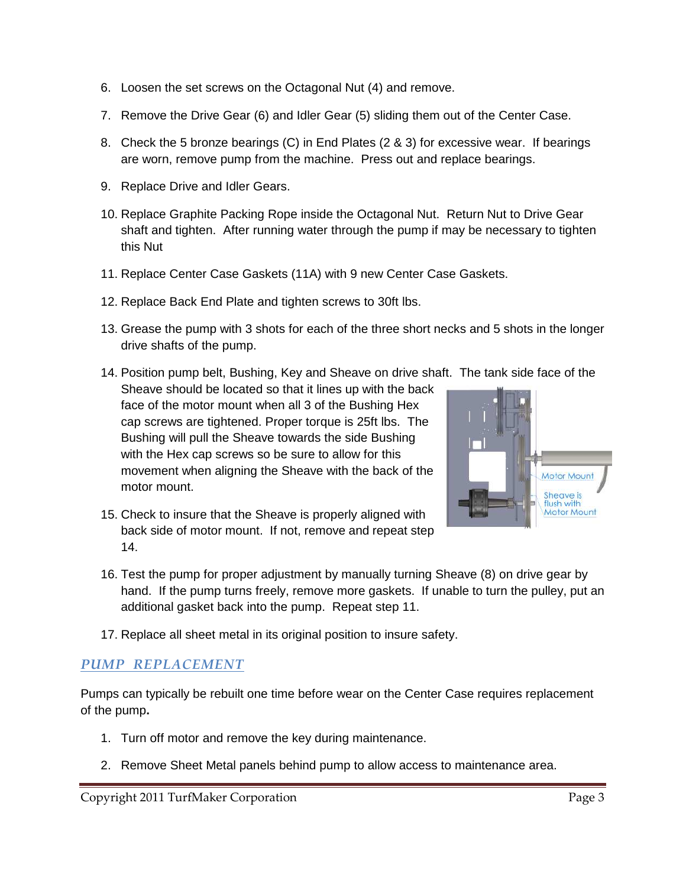6. Loosen the set screws on the Octagonal Nut (4) and remove.

7. Remove the Drive Gear (6) and Idler Gear (5) sliding them out of the Center Case.

8. Check the 5 bronze bearings (C) in End Plates (2 & 3) for excessive wear. If bearings are worn, remove pump from the machine. Press out and replace bearings.

9. Replace Drive and Idler Gears.

10. Replace Graphite Packing Rope inside the Octagonal Nut. Return Nut to Drive Gear shaft and tighten. After running water through the pump if may be necessary to tighten this Nut

11. Replace Center Case Gaskets (11A) with 9 new Center Case Gaskets.

12. Replace Back End Plate and tighten screws to 30ft lbs.

13. Grease the pump with 3 shots for each of the three short necks and 5 shots in the longer drive shafts of the pump.

14. Position pump belt, Bushing, Key and Sheave on drive shaft. The tank side face of the Sheave should be located so that it lines up with the back face of the motor mount when all 3 of the Bushing Hex cap screws are tightened. Proper torque is 25ft lbs. The Bushing will pull the Sheave towards the side Bushing with the Hex cap screws so be sure to allow for this movement when aligning the Sheave with the back of the motor mount.

Motor Mount

Sheave is flush with Motor Mount

15. Check to insure that the Sheave is properly aligned with back side of motor mount. If not, remove and repeat step 14.

16. Test the pump for proper adjustment by manually turning Sheave (8) on drive gear by hand. If the pump turns freely, remove more gaskets. If unable to turn the pulley, put an additional gasket back into the pump. Repeat step 11.

17. Replace all sheet metal in its original position to insure safety.

## *PUMP REPLACEMENT*

Pumps can typically be rebuilt one time before wear on the Center Case requires replacement of the pump**.**

1. Turn off motor and remove the key during maintenance.

2. Remove Sheet Metal panels behind pump to allow access to maintenance area.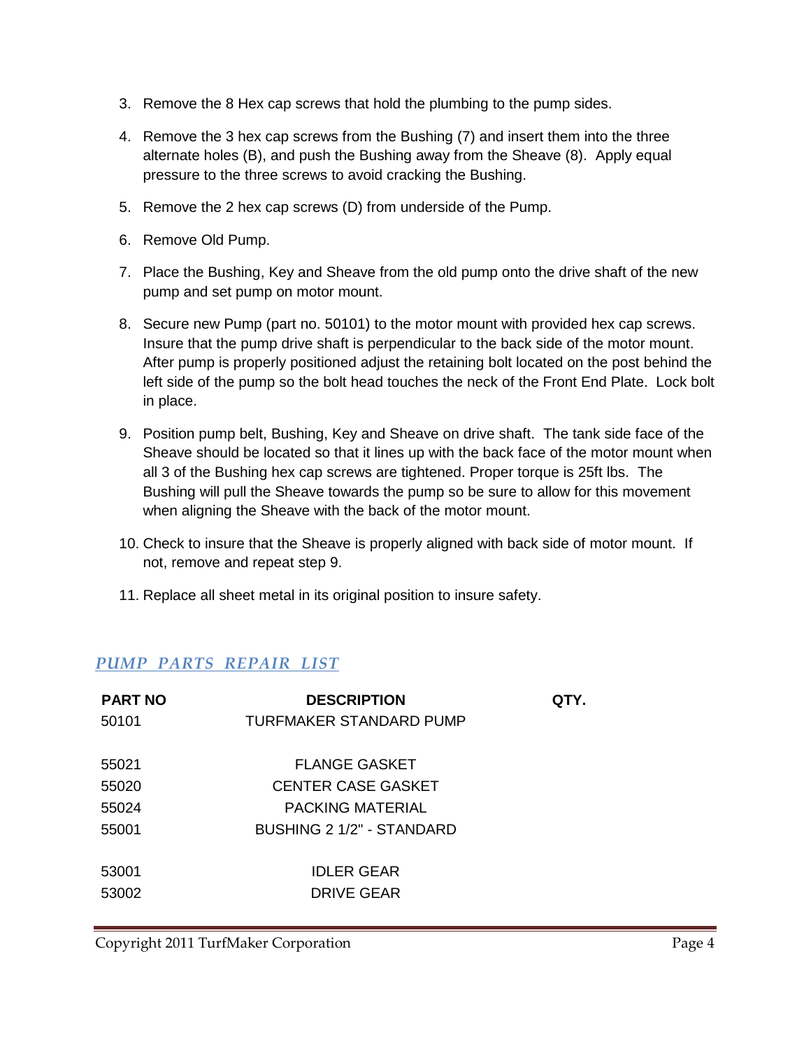3. Remove the 8 Hex cap screws that hold the plumbing to the pump sides.

4. Remove the 3 hex cap screws from the Bushing (7) and insert them into the three alternate holes (B), and push the Bushing away from the Sheave (8). Apply equal pressure to the three screws to avoid cracking the Bushing.

5. Remove the 2 hex cap screws (D) from underside of the Pump.

6. Remove Old Pump.

7. Place the Bushing, Key and Sheave from the old pump onto the drive shaft of the new pump and set pump on motor mount.

8. Secure new Pump (part no. 50101) to the motor mount with provided hex cap screws. Insure that the pump drive shaft is perpendicular to the back side of the motor mount. After pump is properly positioned adjust the retaining bolt located on the post behind the left side of the pump so the bolt head touches the neck of the Front End Plate. Lock bolt in place.

9. Position pump belt, Bushing, Key and Sheave on drive shaft. The tank side face of the Sheave should be located so that it lines up with the back face of the motor mount when all 3 of the Bushing hex cap screws are tightened. Proper torque is 25ft lbs. The Bushing will pull the Sheave towards the pump so be sure to allow for this movement when aligning the Sheave with the back of the motor mount.

10. Check to insure that the Sheave is properly aligned with back side of motor mount. If not, remove and repeat step 9.

11. Replace all sheet metal in its original position to insure safety.

## *PUMP PARTS REPAIR LIST*

| PART NO | DESCRIPTION | QTY. |
|---|---|---|
| 50101 | TURFMAKER STANDARD PUMP | |
| | | |
| 55021 | FLANGE GASKET | |
| 55020 | CENTER CASE GASKET | |
| 55024 | PACKING MATERIAL | |
| 55001 | BUSHING 2 1/2" - STANDARD | |
| | | |
| 53001 | IDLER GEAR | |
| 53002 | DRIVE GEAR | |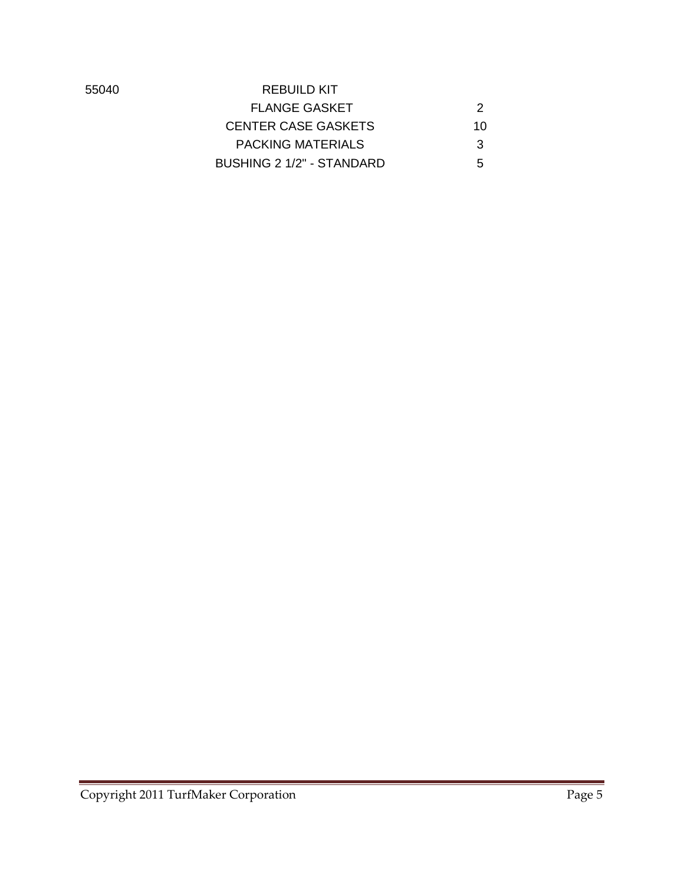| | | |
|---|---|---|
| 55040 | REBUILD KIT | |
| | FLANGE GASKET | 2 |
| | CENTER CASE GASKETS | 10 |
| | PACKING MATERIALS | 3 |
| | BUSHING 2 1/2" - STANDARD | 5 |

Copyright 2011 TurfMaker Corporation